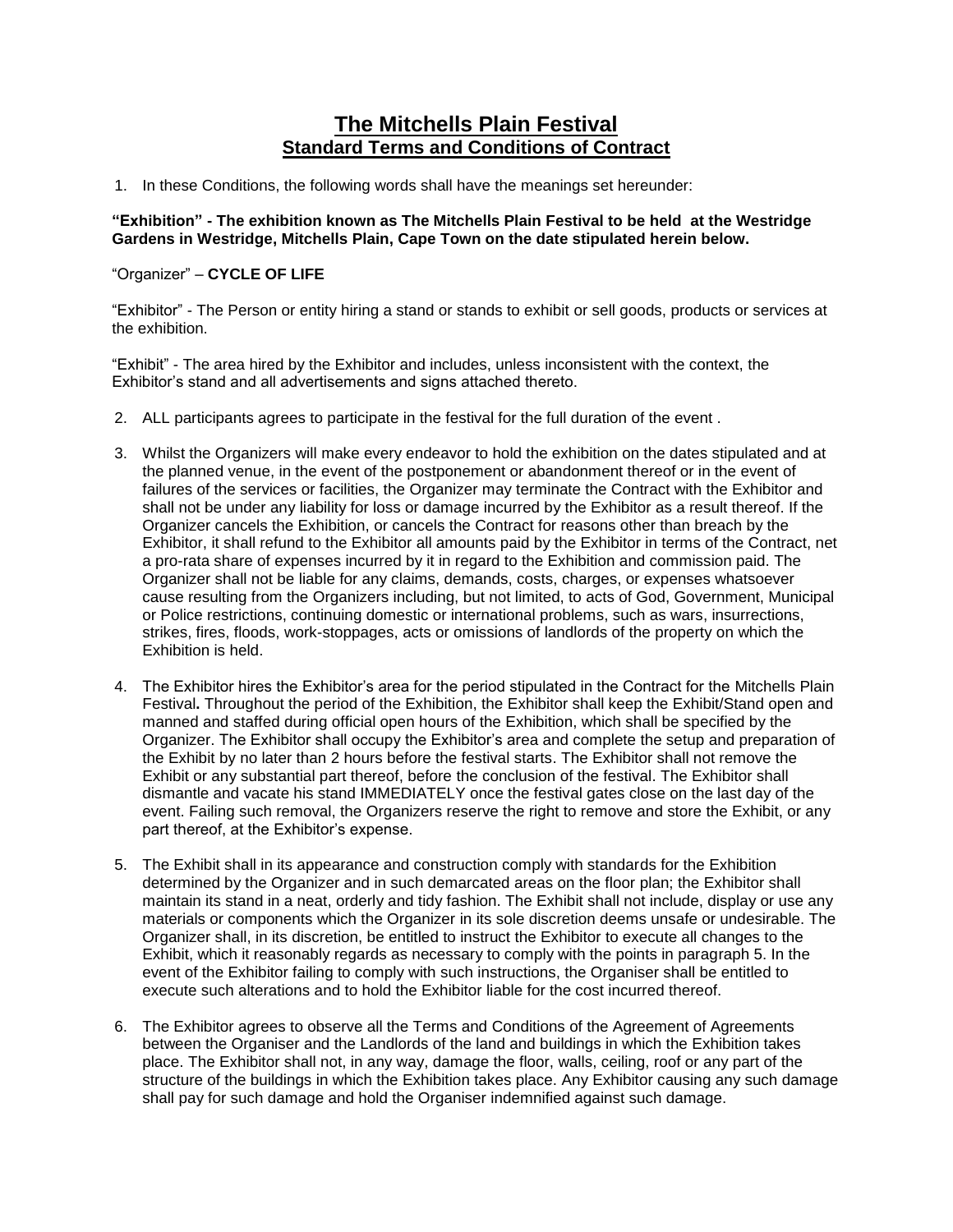# The Mitchells Plain Festival

## Standard Terms and Conditions of Contract

1. In these Conditions, the following words shall have the meanings set hereunder:

**"Exhibition" - The exhibition known as The Mitchells Plain Festival to be held at the Westridge Gardens in Westridge, Mitchells Plain, Cape Town on the date stipulated herein below.**

"Organizer" – **CYCLE OF LIFE**

"Exhibitor" - The Person or entity hiring a stand or stands to exhibit or sell goods, products or services at the exhibition.

"Exhibit" - The area hired by the Exhibitor and includes, unless inconsistent with the context, the Exhibitor's stand and all advertisements and signs attached thereto.

2. ALL participants agrees to participate in the festival for the full duration of the event .

3. Whilst the Organizers will make every endeavor to hold the exhibition on the dates stipulated and at the planned venue, in the event of the postponement or abandonment thereof or in the event of failures of the services or facilities, the Organizer may terminate the Contract with the Exhibitor and shall not be under any liability for loss or damage incurred by the Exhibitor as a result thereof. If the Organizer cancels the Exhibition, or cancels the Contract for reasons other than breach by the Exhibitor, it shall refund to the Exhibitor all amounts paid by the Exhibitor in terms of the Contract, net a pro-rata share of expenses incurred by it in regard to the Exhibition and commission paid. The Organizer shall not be liable for any claims, demands, costs, charges, or expenses whatsoever cause resulting from the Organizers including, but not limited, to acts of God, Government, Municipal or Police restrictions, continuing domestic or international problems, such as wars, insurrections, strikes, fires, floods, work-stoppages, acts or omissions of landlords of the property on which the Exhibition is held.

4. The Exhibitor hires the Exhibitor's area for the period stipulated in the Contract for the Mitchells Plain Festival**.** Throughout the period of the Exhibition, the Exhibitor shall keep the Exhibit/Stand open and manned and staffed during official open hours of the Exhibition, which shall be specified by the Organizer. The Exhibitor shall occupy the Exhibitor's area and complete the setup and preparation of the Exhibit by no later than 2 hours before the festival starts. The Exhibitor shall not remove the Exhibit or any substantial part thereof, before the conclusion of the festival. The Exhibitor shall dismantle and vacate his stand IMMEDIATELY once the festival gates close on the last day of the event. Failing such removal, the Organizers reserve the right to remove and store the Exhibit, or any part thereof, at the Exhibitor's expense.

5. The Exhibit shall in its appearance and construction comply with standards for the Exhibition determined by the Organizer and in such demarcated areas on the floor plan; the Exhibitor shall maintain its stand in a neat, orderly and tidy fashion. The Exhibit shall not include, display or use any materials or components which the Organizer in its sole discretion deems unsafe or undesirable. The Organizer shall, in its discretion, be entitled to instruct the Exhibitor to execute all changes to the Exhibit, which it reasonably regards as necessary to comply with the points in paragraph 5. In the event of the Exhibitor failing to comply with such instructions, the Organiser shall be entitled to execute such alterations and to hold the Exhibitor liable for the cost incurred thereof.

6. The Exhibitor agrees to observe all the Terms and Conditions of the Agreement of Agreements between the Organiser and the Landlords of the land and buildings in which the Exhibition takes place. The Exhibitor shall not, in any way, damage the floor, walls, ceiling, roof or any part of the structure of the buildings in which the Exhibition takes place. Any Exhibitor causing any such damage shall pay for such damage and hold the Organiser indemnified against such damage.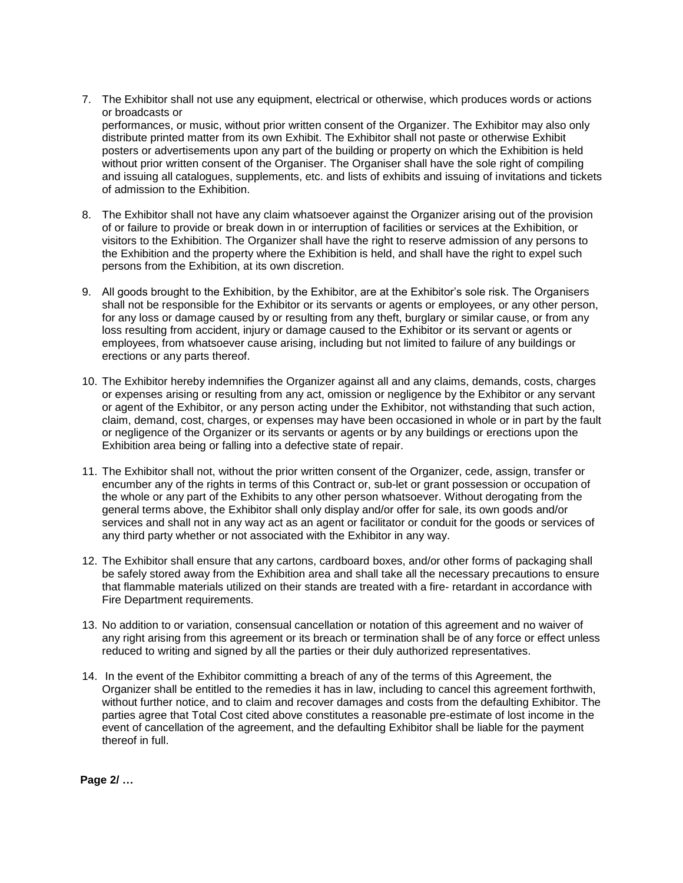7. The Exhibitor shall not use any equipment, electrical or otherwise, which produces words or actions or broadcasts or performances, or music, without prior written consent of the Organizer. The Exhibitor may also only distribute printed matter from its own Exhibit. The Exhibitor shall not paste or otherwise Exhibit posters or advertisements upon any part of the building or property on which the Exhibition is held without prior written consent of the Organiser. The Organiser shall have the sole right of compiling and issuing all catalogues, supplements, etc. and lists of exhibits and issuing of invitations and tickets of admission to the Exhibition.

8. The Exhibitor shall not have any claim whatsoever against the Organizer arising out of the provision of or failure to provide or break down in or interruption of facilities or services at the Exhibition, or visitors to the Exhibition. The Organizer shall have the right to reserve admission of any persons to the Exhibition and the property where the Exhibition is held, and shall have the right to expel such persons from the Exhibition, at its own discretion.

9. All goods brought to the Exhibition, by the Exhibitor, are at the Exhibitor's sole risk. The Organisers shall not be responsible for the Exhibitor or its servants or agents or employees, or any other person, for any loss or damage caused by or resulting from any theft, burglary or similar cause, or from any loss resulting from accident, injury or damage caused to the Exhibitor or its servant or agents or employees, from whatsoever cause arising, including but not limited to failure of any buildings or erections or any parts thereof.

10. The Exhibitor hereby indemnifies the Organizer against all and any claims, demands, costs, charges or expenses arising or resulting from any act, omission or negligence by the Exhibitor or any servant or agent of the Exhibitor, or any person acting under the Exhibitor, not withstanding that such action, claim, demand, cost, charges, or expenses may have been occasioned in whole or in part by the fault or negligence of the Organizer or its servants or agents or by any buildings or erections upon the Exhibition area being or falling into a defective state of repair.

11. The Exhibitor shall not, without the prior written consent of the Organizer, cede, assign, transfer or encumber any of the rights in terms of this Contract or, sub-let or grant possession or occupation of the whole or any part of the Exhibits to any other person whatsoever. Without derogating from the general terms above, the Exhibitor shall only display and/or offer for sale, its own goods and/or services and shall not in any way act as an agent or facilitator or conduit for the goods or services of any third party whether or not associated with the Exhibitor in any way.

12. The Exhibitor shall ensure that any cartons, cardboard boxes, and/or other forms of packaging shall be safely stored away from the Exhibition area and shall take all the necessary precautions to ensure that flammable materials utilized on their stands are treated with a fire- retardant in accordance with Fire Department requirements.

13. No addition to or variation, consensual cancellation or notation of this agreement and no waiver of any right arising from this agreement or its breach or termination shall be of any force or effect unless reduced to writing and signed by all the parties or their duly authorized representatives.

14. In the event of the Exhibitor committing a breach of any of the terms of this Agreement, the Organizer shall be entitled to the remedies it has in law, including to cancel this agreement forthwith, without further notice, and to claim and recover damages and costs from the defaulting Exhibitor. The parties agree that Total Cost cited above constitutes a reasonable pre-estimate of lost income in the event of cancellation of the agreement, and the defaulting Exhibitor shall be liable for the payment thereof in full.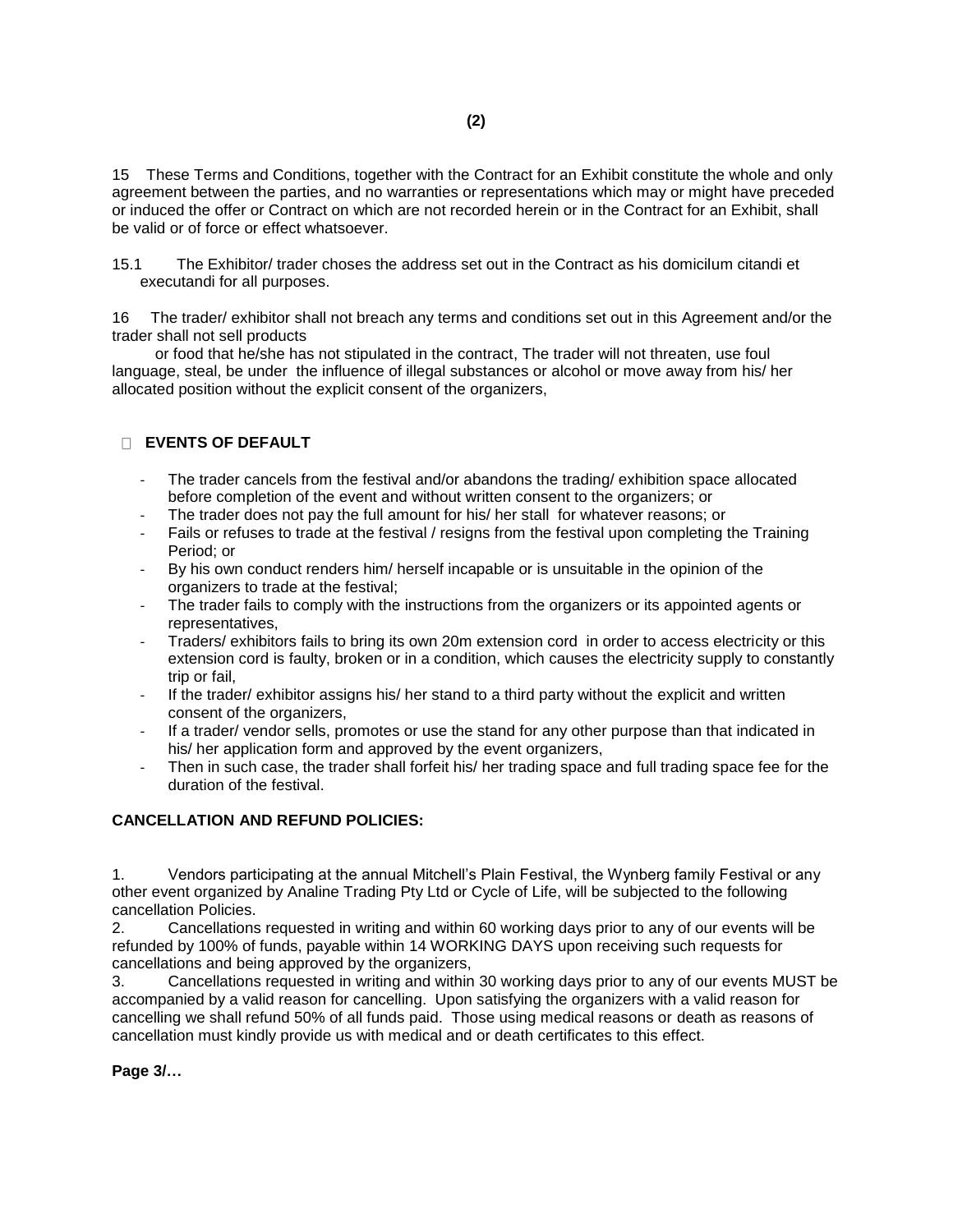15 These Terms and Conditions, together with the Contract for an Exhibit constitute the whole and only agreement between the parties, and no warranties or representations which may or might have preceded or induced the offer or Contract on which are not recorded herein or in the Contract for an Exhibit, shall be valid or of force or effect whatsoever.

15.1 The Exhibitor/ trader choses the address set out in the Contract as his domicilum citandi et executandi for all purposes.

16 The trader/ exhibitor shall not breach any terms and conditions set out in this Agreement and/or the trader shall not sell products or food that he/she has not stipulated in the contract, The trader will not threaten, use foul language, steal, be under the influence of illegal substances or alcohol or move away from his/ her allocated position without the explicit consent of the organizers,

**EVENTS OF DEFAULT**

- The trader cancels from the festival and/or abandons the trading/ exhibition space allocated before completion of the event and without written consent to the organizers; or
- The trader does not pay the full amount for his/ her stall for whatever reasons; or
- Fails or refuses to trade at the festival / resigns from the festival upon completing the Training Period; or
- By his own conduct renders him/ herself incapable or is unsuitable in the opinion of the organizers to trade at the festival;
- The trader fails to comply with the instructions from the organizers or its appointed agents or representatives,
- Traders/ exhibitors fails to bring its own 20m extension cord in order to access electricity or this extension cord is faulty, broken or in a condition, which causes the electricity supply to constantly trip or fail,
- If the trader/ exhibitor assigns his/ her stand to a third party without the explicit and written consent of the organizers,
- If a trader/ vendor sells, promotes or use the stand for any other purpose than that indicated in his/ her application form and approved by the event organizers,
- Then in such case, the trader shall forfeit his/ her trading space and full trading space fee for the duration of the festival.

**CANCELLATION AND REFUND POLICIES:**

1. Vendors participating at the annual Mitchell's Plain Festival, the Wynberg family Festival or any other event organized by Analine Trading Pty Ltd or Cycle of Life, will be subjected to the following cancellation Policies.
2. Cancellations requested in writing and within 60 working days prior to any of our events will be refunded by 100% of funds, payable within 14 WORKING DAYS upon receiving such requests for cancellations and being approved by the organizers,
3. Cancellations requested in writing and within 30 working days prior to any of our events MUST be accompanied by a valid reason for cancelling. Upon satisfying the organizers with a valid reason for cancelling we shall refund 50% of all funds paid. Those using medical reasons or death as reasons of cancellation must kindly provide us with medical and or death certificates to this effect.

**Page 3/…**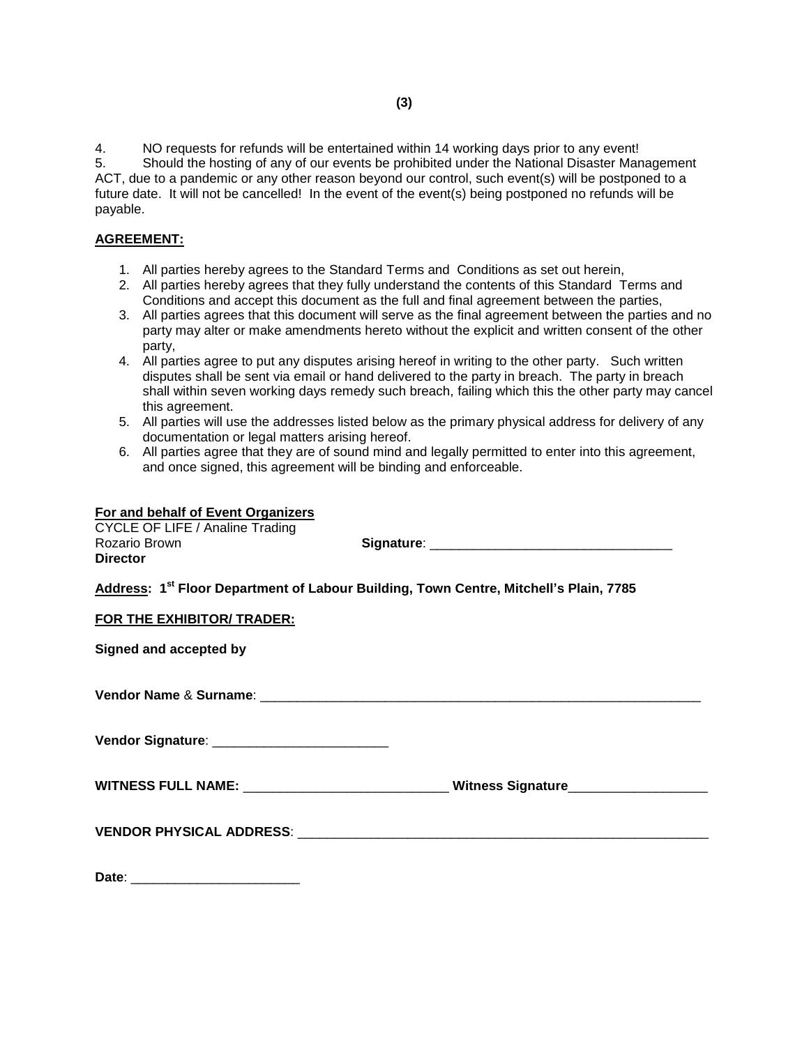4. NO requests for refunds will be entertained within 14 working days prior to any event!
5. Should the hosting of any of our events be prohibited under the National Disaster Management ACT, due to a pandemic or any other reason beyond our control, such event(s) will be postponed to a future date. It will not be cancelled! In the event of the event(s) being postponed no refunds will be payable.

**AGREEMENT:**

1. All parties hereby agrees to the Standard Terms and Conditions as set out herein,
2. All parties hereby agrees that they fully understand the contents of this Standard Terms and Conditions and accept this document as the full and final agreement between the parties,
3. All parties agrees that this document will serve as the final agreement between the parties and no party may alter or make amendments hereto without the explicit and written consent of the other party,
4. All parties agree to put any disputes arising hereof in writing to the other party. Such written disputes shall be sent via email or hand delivered to the party in breach. The party in breach shall within seven working days remedy such breach, failing which this the other party may cancel this agreement.
5. All parties will use the addresses listed below as the primary physical address for delivery of any documentation or legal matters arising hereof.
6. All parties agree that they are of sound mind and legally permitted to enter into this agreement, and once signed, this agreement will be binding and enforceable.

**For and behalf of Event Organizers**
CYCLE OF LIFE / Analine Trading
Rozario Brown **Signature**: ________________________________
**Director**

**Address: 1st Floor Department of Labour Building, Town Centre, Mitchell's Plain, 7785**

**FOR THE EXHIBITOR/ TRADER:**

**Signed and accepted by**

**Vendor Name** & **Surname**: ______________________________________________________________

**Vendor Signature**: ________________________

**WITNESS FULL NAME:** ___________________________ **Witness Signature**___________________

**VENDOR PHYSICAL ADDRESS**: ________________________________________________________

**Date**: _______________________